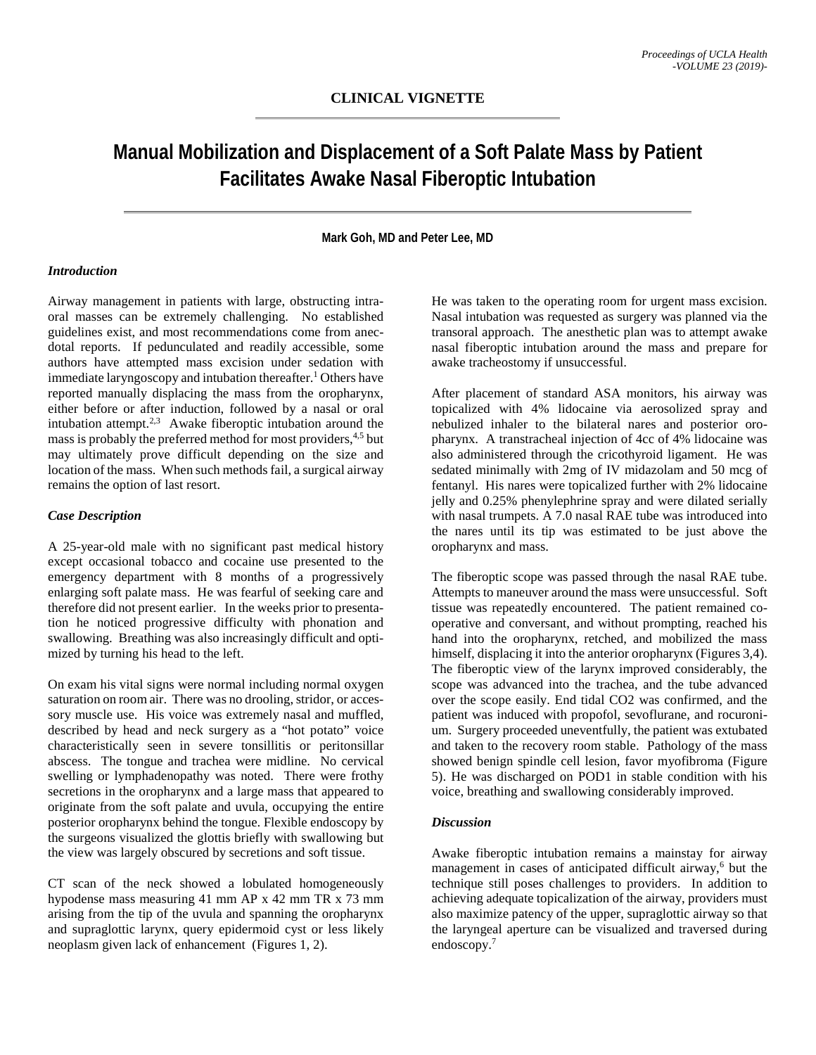**CLINICAL VIGNETTE**

# Manual Mobilization and Displacement of a Soft Palate Mass by Patient Facilitates Awake Nasal Fiberoptic Intubation

**Mark Goh, MD and Peter Lee, MD**

### *Introduction*

Airway management in patients with large, obstructing intraoral masses can be extremely challenging. No established guidelines exist, and most recommendations come from anecdotal reports. If pedunculated and readily accessible, some authors have attempted mass excision under sedation with immediate laryngoscopy and intubation thereafter.[1] Others have reported manually displacing the mass from the oropharynx, either before or after induction, followed by a nasal or oral intubation attempt.[2,3] Awake fiberoptic intubation around the mass is probably the preferred method for most providers,[4,5] but may ultimately prove difficult depending on the size and location of the mass. When such methods fail, a surgical airway remains the option of last resort.

### *Case Description*

A 25-year-old male with no significant past medical history except occasional tobacco and cocaine use presented to the emergency department with 8 months of a progressively enlarging soft palate mass. He was fearful of seeking care and therefore did not present earlier. In the weeks prior to presentation he noticed progressive difficulty with phonation and swallowing. Breathing was also increasingly difficult and optimized by turning his head to the left.

On exam his vital signs were normal including normal oxygen saturation on room air. There was no drooling, stridor, or accessory muscle use. His voice was extremely nasal and muffled, described by head and neck surgery as a "hot potato" voice characteristically seen in severe tonsillitis or peritonsillar abscess. The tongue and trachea were midline. No cervical swelling or lymphadenopathy was noted. There were frothy secretions in the oropharynx and a large mass that appeared to originate from the soft palate and uvula, occupying the entire posterior oropharynx behind the tongue. Flexible endoscopy by the surgeons visualized the glottis briefly with swallowing but the view was largely obscured by secretions and soft tissue.

CT scan of the neck showed a lobulated homogeneously hypodense mass measuring 41 mm AP x 42 mm TR x 73 mm arising from the tip of the uvula and spanning the oropharynx and supraglottic larynx, query epidermoid cyst or less likely neoplasm given lack of enhancement (Figures 1, 2).

He was taken to the operating room for urgent mass excision. Nasal intubation was requested as surgery was planned via the transoral approach. The anesthetic plan was to attempt awake nasal fiberoptic intubation around the mass and prepare for awake tracheostomy if unsuccessful.

After placement of standard ASA monitors, his airway was topicalized with 4% lidocaine via aerosolized spray and nebulized inhaler to the bilateral nares and posterior oropharynx. A transtracheal injection of 4cc of 4% lidocaine was also administered through the cricothyroid ligament. He was sedated minimally with 2mg of IV midazolam and 50 mcg of fentanyl. His nares were topicalized further with 2% lidocaine jelly and 0.25% phenylephrine spray and were dilated serially with nasal trumpets. A 7.0 nasal RAE tube was introduced into the nares until its tip was estimated to be just above the oropharynx and mass.

The fiberoptic scope was passed through the nasal RAE tube. Attempts to maneuver around the mass were unsuccessful. Soft tissue was repeatedly encountered. The patient remained cooperative and conversant, and without prompting, reached his hand into the oropharynx, retched, and mobilized the mass himself, displacing it into the anterior oropharynx (Figures 3,4). The fiberoptic view of the larynx improved considerably, the scope was advanced into the trachea, and the tube advanced over the scope easily. End tidal CO2 was confirmed, and the patient was induced with propofol, sevoflurane, and rocuronium. Surgery proceeded uneventfully, the patient was extubated and taken to the recovery room stable. Pathology of the mass showed benign spindle cell lesion, favor myofibroma (Figure 5). He was discharged on POD1 in stable condition with his voice, breathing and swallowing considerably improved.

### *Discussion*

Awake fiberoptic intubation remains a mainstay for airway management in cases of anticipated difficult airway,[6] but the technique still poses challenges to providers. In addition to achieving adequate topicalization of the airway, providers must also maximize patency of the upper, supraglottic airway so that the laryngeal aperture can be visualized and traversed during endoscopy.[7]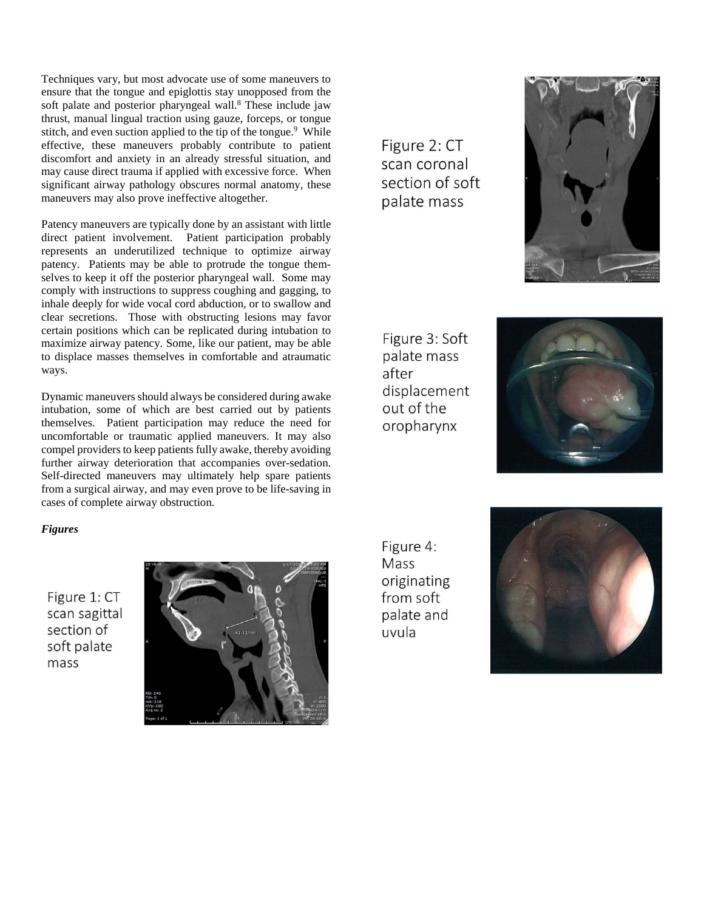Techniques vary, but most advocate use of some maneuvers to ensure that the tongue and epiglottis stay unopposed from the soft palate and posterior pharyngeal wall.[8] These include jaw thrust, manual lingual traction using gauze, forceps, or tongue stitch, and even suction applied to the tip of the tongue.[9] While effective, these maneuvers probably contribute to patient discomfort and anxiety in an already stressful situation, and may cause direct trauma if applied with excessive force. When significant airway pathology obscures normal anatomy, these maneuvers may also prove ineffective altogether.

Patency maneuvers are typically done by an assistant with little direct patient involvement. Patient participation probably represents an underutilized technique to optimize airway patency. Patients may be able to protrude the tongue themselves to keep it off the posterior pharyngeal wall. Some may comply with instructions to suppress coughing and gagging, to inhale deeply for wide vocal cord abduction, or to swallow and clear secretions. Those with obstructing lesions may favor certain positions which can be replicated during intubation to maximize airway patency. Some, like our patient, may be able to displace masses themselves in comfortable and atraumatic ways.

Dynamic maneuvers should always be considered during awake intubation, some of which are best carried out by patients themselves. Patient participation may reduce the need for uncomfortable or traumatic applied maneuvers. It may also compel providers to keep patients fully awake, thereby avoiding further airway deterioration that accompanies over-sedation. Self-directed maneuvers may ultimately help spare patients from a surgical airway, and may even prove to be life-saving in cases of complete airway obstruction.

***Figures***

Figure 1: CT scan sagittal section of soft palate mass

Figure 2: CT scan coronal section of soft palate mass

Figure 3: Soft palate mass after displacement out of the oropharynx

Figure 4: Mass originating from soft palate and uvula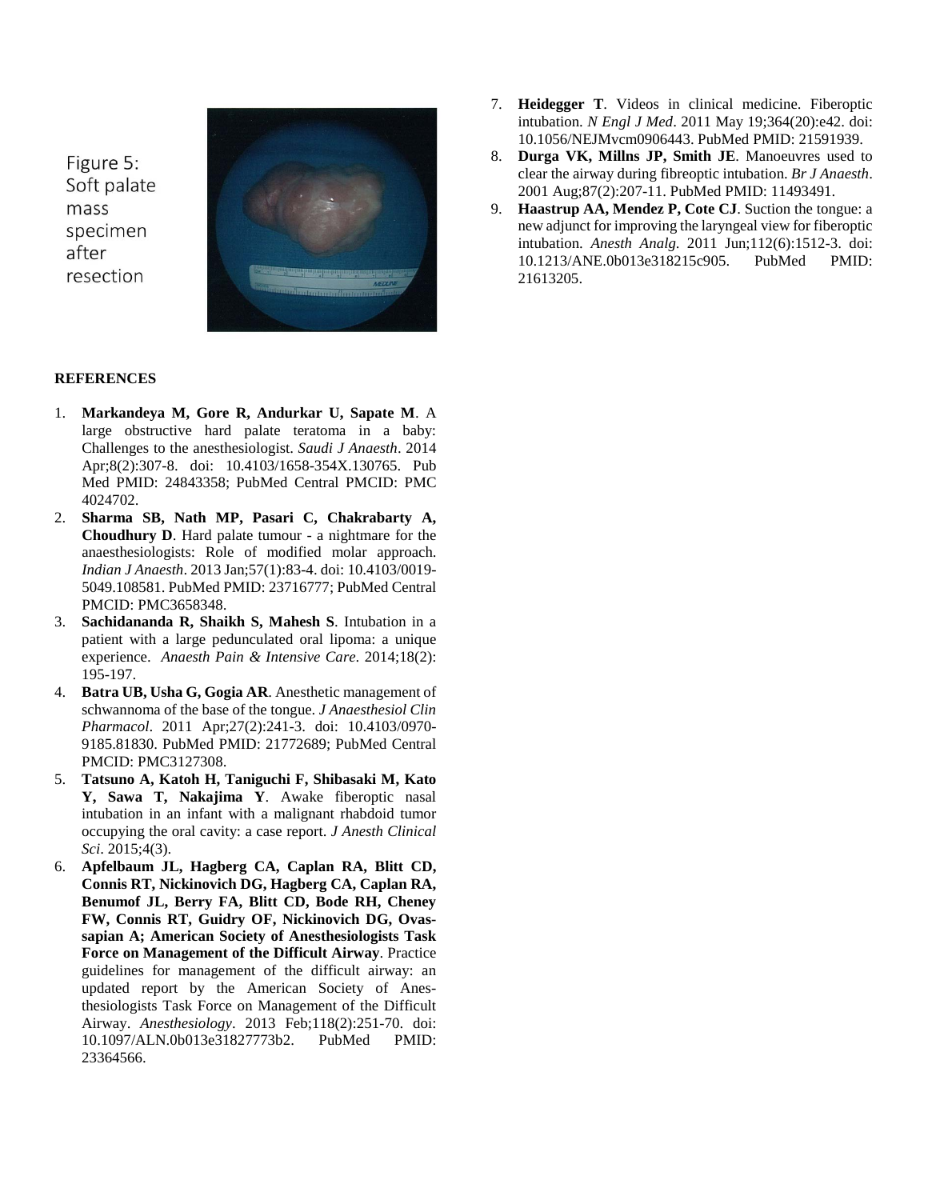Figure 5: Soft palate mass specimen after resection

## REFERENCES

1. **Markandeya M, Gore R, Andurkar U, Sapate M**. A large obstructive hard palate teratoma in a baby: Challenges to the anesthesiologist. *Saudi J Anaesth*. 2014 Apr;8(2):307-8. doi: 10.4103/1658-354X.130765. Pub Med PMID: 24843358; PubMed Central PMCID: PMC 4024702.
2. **Sharma SB, Nath MP, Pasari C, Chakrabarty A, Choudhury D**. Hard palate tumour - a nightmare for the anaesthesiologists: Role of modified molar approach. *Indian J Anaesth*. 2013 Jan;57(1):83-4. doi: 10.4103/0019-5049.108581. PubMed PMID: 23716777; PubMed Central PMCID: PMC3658348.
3. **Sachidananda R, Shaikh S, Mahesh S**. Intubation in a patient with a large pedunculated oral lipoma: a unique experience. *Anaesth Pain & Intensive Care*. 2014;18(2): 195-197.
4. **Batra UB, Usha G, Gogia AR**. Anesthetic management of schwannoma of the base of the tongue. *J Anaesthesiol Clin Pharmacol*. 2011 Apr;27(2):241-3. doi: 10.4103/0970-9185.81830. PubMed PMID: 21772689; PubMed Central PMCID: PMC3127308.
5. **Tatsuno A, Katoh H, Taniguchi F, Shibasaki M, Kato Y, Sawa T, Nakajima Y**. Awake fiberoptic nasal intubation in an infant with a malignant rhabdoid tumor occupying the oral cavity: a case report. *J Anesth Clinical Sci*. 2015;4(3).
6. **Apfelbaum JL, Hagberg CA, Caplan RA, Blitt CD, Connis RT, Nickinovich DG, Hagberg CA, Caplan RA, Benumof JL, Berry FA, Blitt CD, Bode RH, Cheney FW, Connis RT, Guidry OF, Nickinovich DG, Ovassapian A; American Society of Anesthesiologists Task Force on Management of the Difficult Airway**. Practice guidelines for management of the difficult airway: an updated report by the American Society of Anesthesiologists Task Force on Management of the Difficult Airway. *Anesthesiology*. 2013 Feb;118(2):251-70. doi: 10.1097/ALN.0b013e31827773b2. PubMed PMID: 23364566.
7. **Heidegger T**. Videos in clinical medicine. Fiberoptic intubation. *N Engl J Med*. 2011 May 19;364(20):e42. doi: 10.1056/NEJMvcm0906443. PubMed PMID: 21591939.
8. **Durga VK, Millns JP, Smith JE**. Manoeuvres used to clear the airway during fibreoptic intubation. *Br J Anaesth*. 2001 Aug;87(2):207-11. PubMed PMID: 11493491.
9. **Haastrup AA, Mendez P, Cote CJ**. Suction the tongue: a new adjunct for improving the laryngeal view for fiberoptic intubation. *Anesth Analg*. 2011 Jun;112(6):1512-3. doi: 10.1213/ANE.0b013e318215c905. PubMed PMID: 21613205.